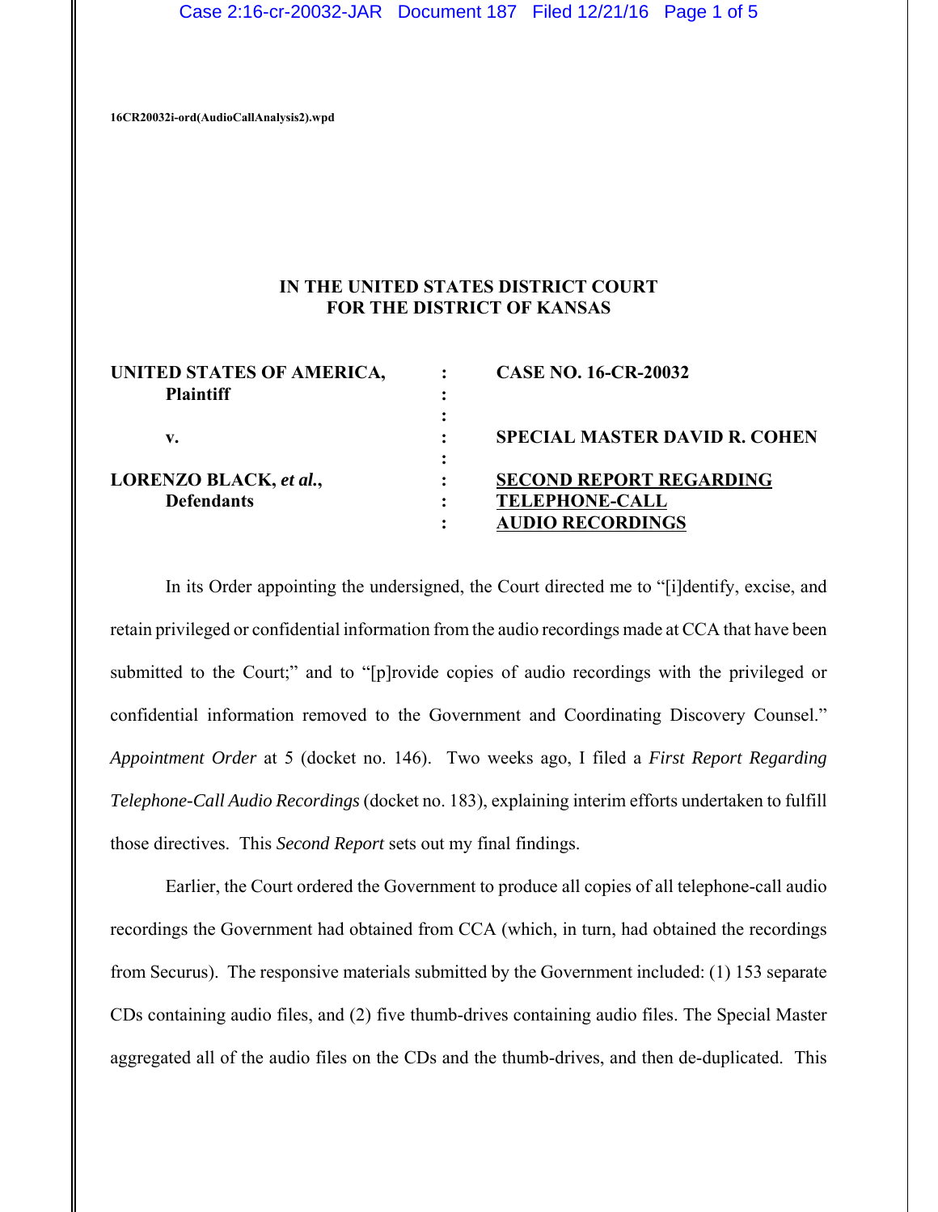16CR20032i-ord(AudioCallAnalysis2).wpd

**IN THE UNITED STATES DISTRICT COURT**
**FOR THE DISTRICT OF KANSAS**

| | | |
|---|---|---|
| **UNITED STATES OF AMERICA,** **Plaintiff** | : | **CASE NO. 16-CR-20032** |
| **v.** | : | **SPECIAL MASTER DAVID R. COHEN** |
| **LORENZO BLACK, *et al.*,** **Defendants** | : | **SECOND REPORT REGARDING TELEPHONE-CALL AUDIO RECORDINGS** |

In its Order appointing the undersigned, the Court directed me to "[i]dentify, excise, and retain privileged or confidential information from the audio recordings made at CCA that have been submitted to the Court;" and to "[p]rovide copies of audio recordings with the privileged or confidential information removed to the Government and Coordinating Discovery Counsel." *Appointment Order* at 5 (docket no. 146). Two weeks ago, I filed a *First Report Regarding Telephone-Call Audio Recordings* (docket no. 183), explaining interim efforts undertaken to fulfill those directives. This *Second Report* sets out my final findings.

Earlier, the Court ordered the Government to produce all copies of all telephone-call audio recordings the Government had obtained from CCA (which, in turn, had obtained the recordings from Securus). The responsive materials submitted by the Government included: (1) 153 separate CDs containing audio files, and (2) five thumb-drives containing audio files. The Special Master aggregated all of the audio files on the CDs and the thumb-drives, and then de-duplicated. This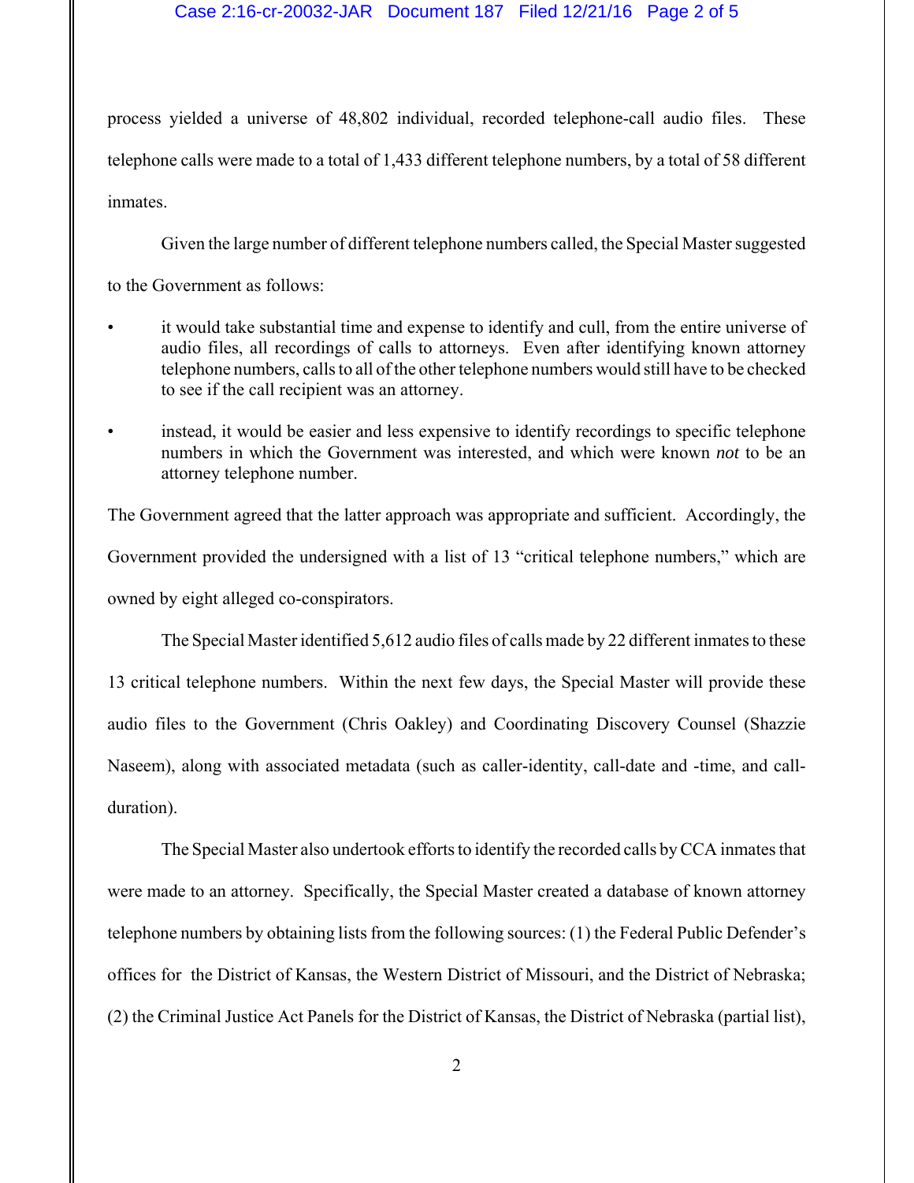process yielded a universe of 48,802 individual, recorded telephone-call audio files. These telephone calls were made to a total of 1,433 different telephone numbers, by a total of 58 different inmates.

Given the large number of different telephone numbers called, the Special Master suggested to the Government as follows:

- it would take substantial time and expense to identify and cull, from the entire universe of audio files, all recordings of calls to attorneys. Even after identifying known attorney telephone numbers, calls to all of the other telephone numbers would still have to be checked to see if the call recipient was an attorney.
- instead, it would be easier and less expensive to identify recordings to specific telephone numbers in which the Government was interested, and which were known *not* to be an attorney telephone number.

The Government agreed that the latter approach was appropriate and sufficient. Accordingly, the Government provided the undersigned with a list of 13 "critical telephone numbers," which are owned by eight alleged co-conspirators.

The Special Master identified 5,612 audio files of calls made by 22 different inmates to these 13 critical telephone numbers. Within the next few days, the Special Master will provide these audio files to the Government (Chris Oakley) and Coordinating Discovery Counsel (Shazzie Naseem), along with associated metadata (such as caller-identity, call-date and -time, and call-duration).

The Special Master also undertook efforts to identify the recorded calls by CCA inmates that were made to an attorney. Specifically, the Special Master created a database of known attorney telephone numbers by obtaining lists from the following sources: (1) the Federal Public Defender's offices for the District of Kansas, the Western District of Missouri, and the District of Nebraska; (2) the Criminal Justice Act Panels for the District of Kansas, the District of Nebraska (partial list),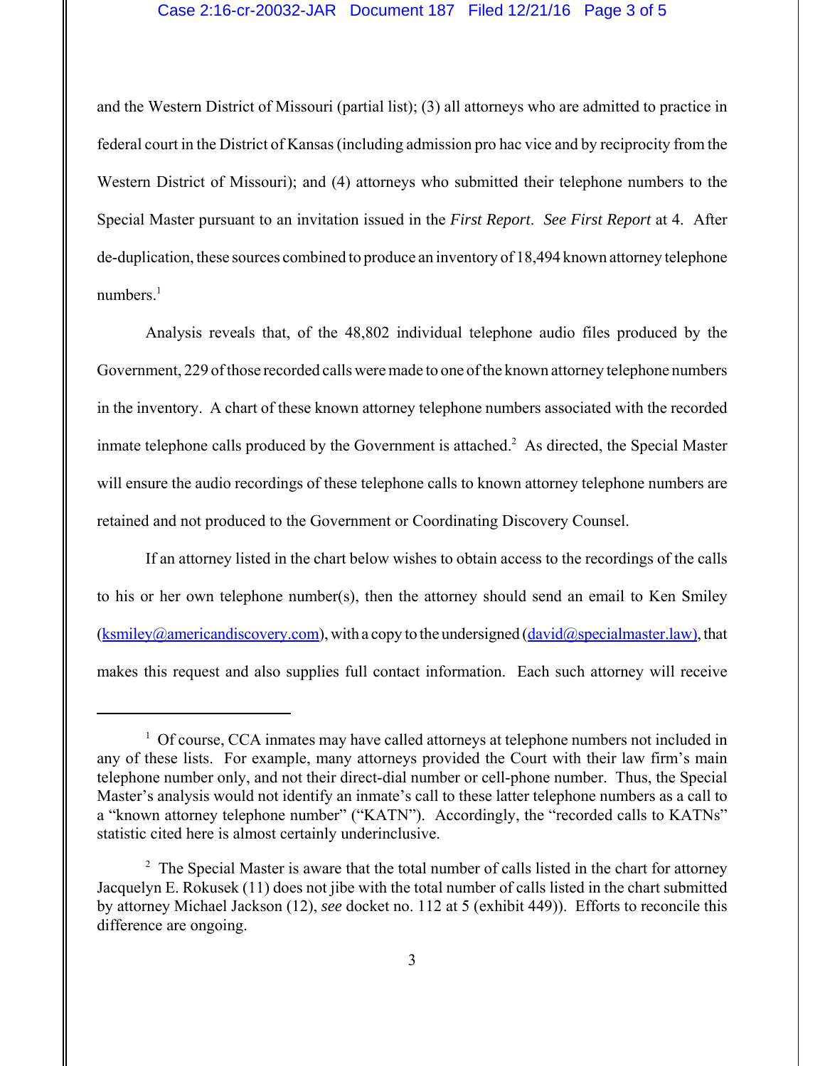and the Western District of Missouri (partial list); (3) all attorneys who are admitted to practice in federal court in the District of Kansas (including admission pro hac vice and by reciprocity from the Western District of Missouri); and (4) attorneys who submitted their telephone numbers to the Special Master pursuant to an invitation issued in the *First Report*. *See First Report* at 4. After de-duplication, these sources combined to produce an inventory of 18,494 known attorney telephone numbers.[1]

Analysis reveals that, of the 48,802 individual telephone audio files produced by the Government, 229 of those recorded calls were made to one of the known attorney telephone numbers in the inventory. A chart of these known attorney telephone numbers associated with the recorded inmate telephone calls produced by the Government is attached.[2] As directed, the Special Master will ensure the audio recordings of these telephone calls to known attorney telephone numbers are retained and not produced to the Government or Coordinating Discovery Counsel.

If an attorney listed in the chart below wishes to obtain access to the recordings of the calls to his or her own telephone number(s), then the attorney should send an email to Ken Smiley (ksmiley@americandiscovery.com), with a copy to the undersigned (david@specialmaster.law), that makes this request and also supplies full contact information. Each such attorney will receive

---

[1] Of course, CCA inmates may have called attorneys at telephone numbers not included in any of these lists. For example, many attorneys provided the Court with their law firm's main telephone number only, and not their direct-dial number or cell-phone number. Thus, the Special Master's analysis would not identify an inmate's call to these latter telephone numbers as a call to a "known attorney telephone number" ("KATN"). Accordingly, the "recorded calls to KATNs" statistic cited here is almost certainly underinclusive.

[2] The Special Master is aware that the total number of calls listed in the chart for attorney Jacquelyn E. Rokusek (11) does not jibe with the total number of calls listed in the chart submitted by attorney Michael Jackson (12), *see* docket no. 112 at 5 (exhibit 449)). Efforts to reconcile this difference are ongoing.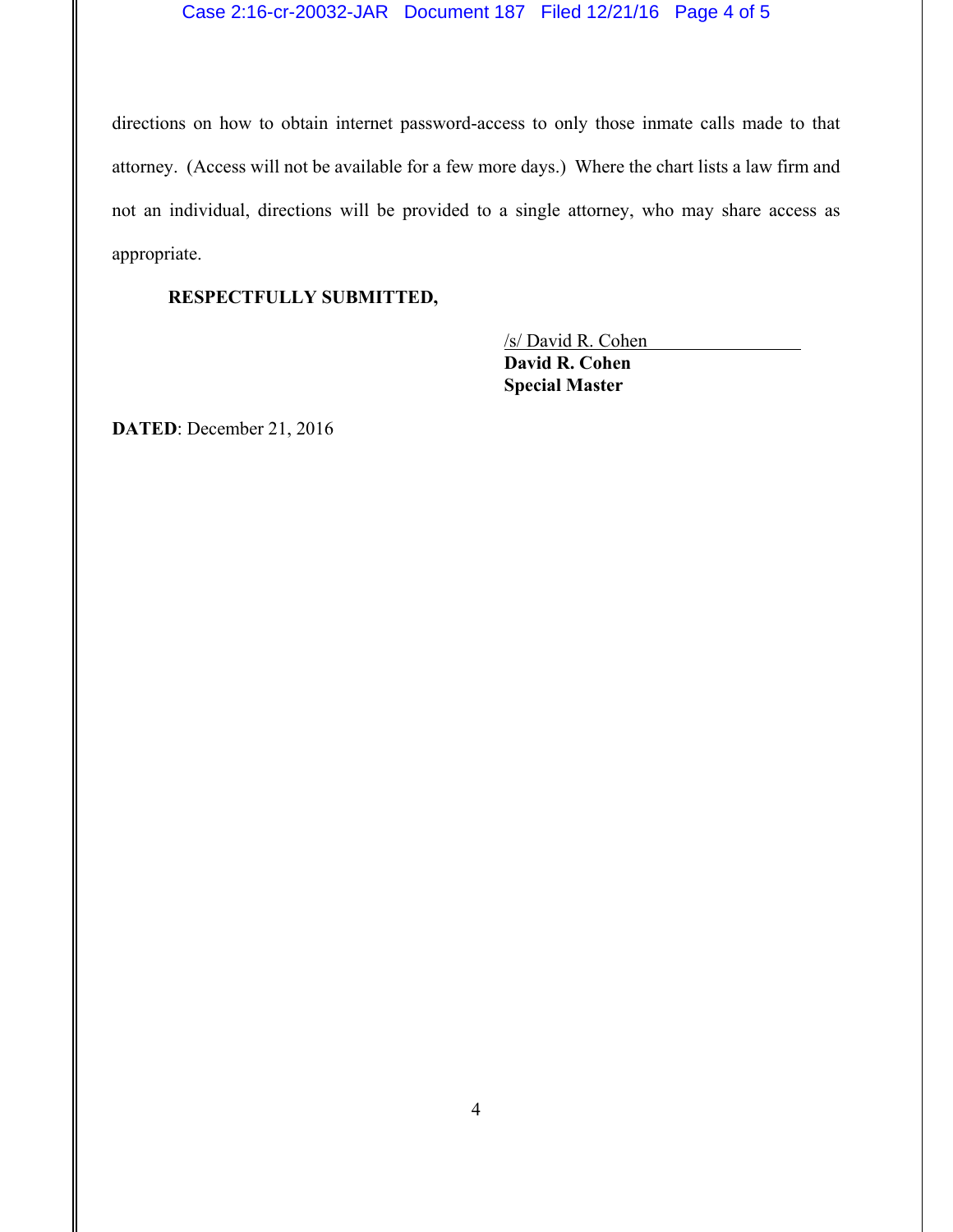directions on how to obtain internet password-access to only those inmate calls made to that attorney. (Access will not be available for a few more days.) Where the chart lists a law firm and not an individual, directions will be provided to a single attorney, who may share access as appropriate.

**RESPECTFULLY SUBMITTED,**

/s/ David R. Cohen
**David R. Cohen**
**Special Master**

**DATED**: December 21, 2016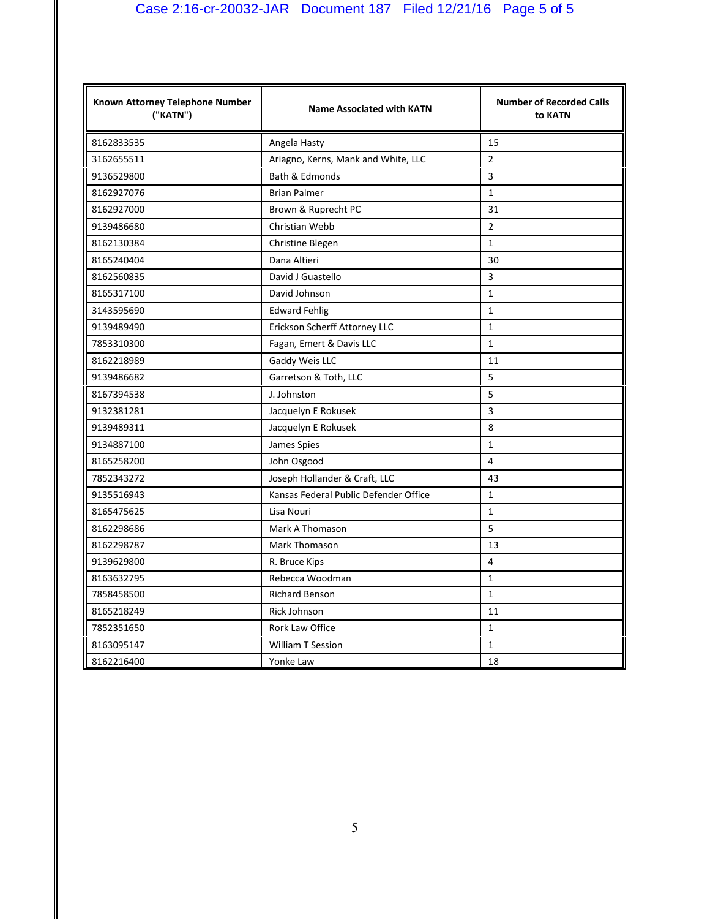| Known Attorney Telephone Number ("KATN") | Name Associated with KATN | Number of Recorded Calls to KATN |
|---|---|---|
| 8162833535 | Angela Hasty | 15 |
| 3162655511 | Ariagno, Kerns, Mank and White, LLC | 2 |
| 9136529800 | Bath & Edmonds | 3 |
| 8162927076 | Brian Palmer | 1 |
| 8162927000 | Brown & Ruprecht PC | 31 |
| 9139486680 | Christian Webb | 2 |
| 8162130384 | Christine Blegen | 1 |
| 8165240404 | Dana Altieri | 30 |
| 8162560835 | David J Guastello | 3 |
| 8165317100 | David Johnson | 1 |
| 3143595690 | Edward Fehlig | 1 |
| 9139489490 | Erickson Scherff Attorney LLC | 1 |
| 7853310300 | Fagan, Emert & Davis LLC | 1 |
| 8162218989 | Gaddy Weis LLC | 11 |
| 9139486682 | Garretson & Toth, LLC | 5 |
| 8167394538 | J. Johnston | 5 |
| 9132381281 | Jacquelyn E Rokusek | 3 |
| 9139489311 | Jacquelyn E Rokusek | 8 |
| 9134887100 | James Spies | 1 |
| 8165258200 | John Osgood | 4 |
| 7852343272 | Joseph Hollander & Craft, LLC | 43 |
| 9135516943 | Kansas Federal Public Defender Office | 1 |
| 8165475625 | Lisa Nouri | 1 |
| 8162298686 | Mark A Thomason | 5 |
| 8162298787 | Mark Thomason | 13 |
| 9139629800 | R. Bruce Kips | 4 |
| 8163632795 | Rebecca Woodman | 1 |
| 7858458500 | Richard Benson | 1 |
| 8165218249 | Rick Johnson | 11 |
| 7852351650 | Rork Law Office | 1 |
| 8163095147 | William T Session | 1 |
| 8162216400 | Yonke Law | 18 |